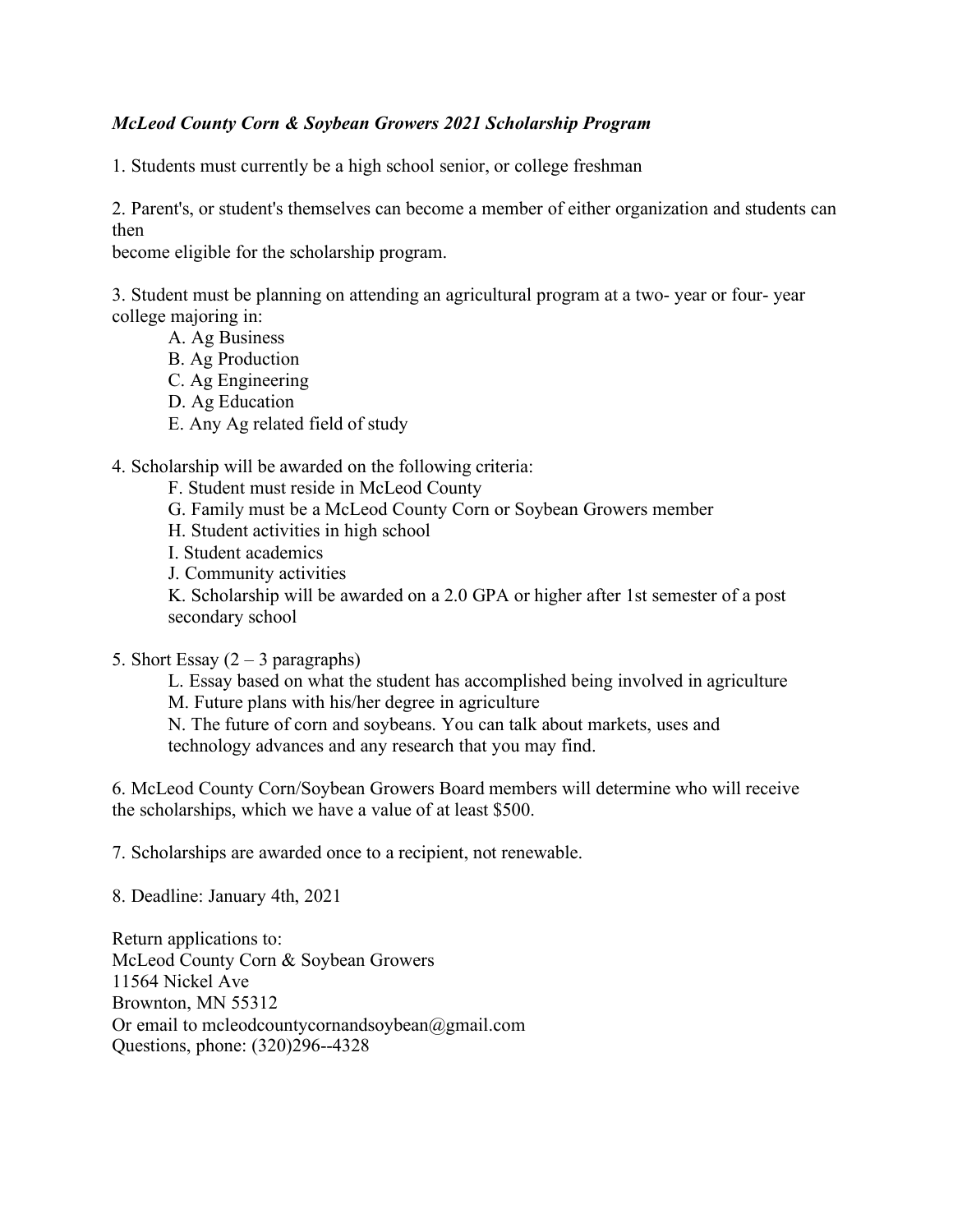***McLeod County Corn & Soybean Growers 2021 Scholarship Program***

1. Students must currently be a high school senior, or college freshman

2. Parent's, or student's themselves can become a member of either organization and students can then become eligible for the scholarship program.

3. Student must be planning on attending an agricultural program at a two- year or four- year college majoring in:
   - A. Ag Business
   - B. Ag Production
   - C. Ag Engineering
   - D. Ag Education
   - E. Any Ag related field of study

4. Scholarship will be awarded on the following criteria:
   - F. Student must reside in McLeod County
   - G. Family must be a McLeod County Corn or Soybean Growers member
   - H. Student activities in high school
   - I. Student academics
   - J. Community activities
   - K. Scholarship will be awarded on a 2.0 GPA or higher after 1st semester of a post secondary school

5. Short Essay (2 – 3 paragraphs)
   - L. Essay based on what the student has accomplished being involved in agriculture
   - M. Future plans with his/her degree in agriculture
   - N. The future of corn and soybeans. You can talk about markets, uses and technology advances and any research that you may find.

6. McLeod County Corn/Soybean Growers Board members will determine who will receive the scholarships, which we have a value of at least $500.

7. Scholarships are awarded once to a recipient, not renewable.

8. Deadline: January 4th, 2021

Return applications to:
McLeod County Corn & Soybean Growers
11564 Nickel Ave
Brownton, MN 55312
Or email to mcleodcountycornandsoybean@gmail.com
Questions, phone: (320)296--4328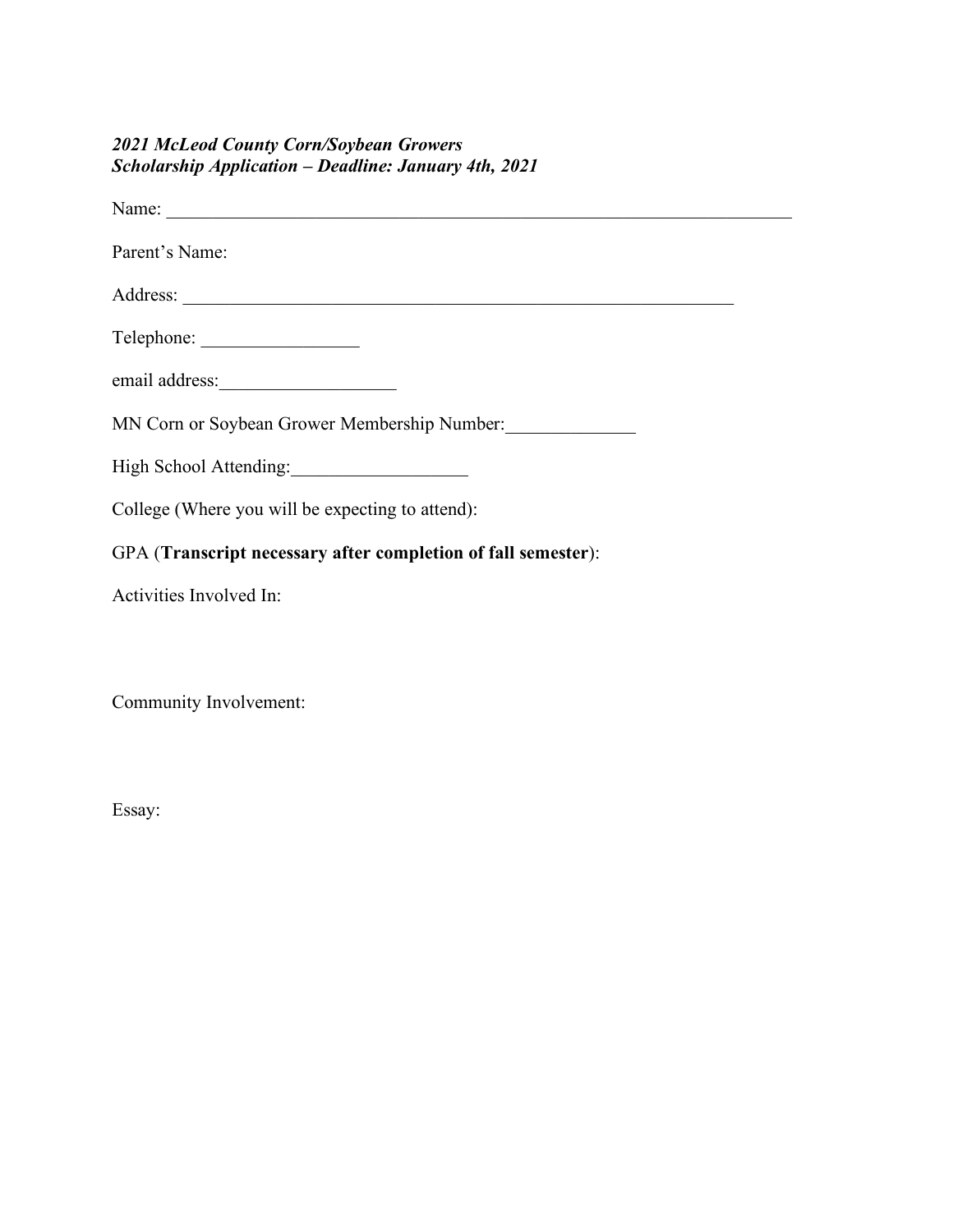***2021 McLeod County Corn/Soybean Growers***
***Scholarship Application – Deadline: January 4th, 2021***

Name: ___________________________________________________________________________

Parent's Name:

Address: _________________________________________________________________

Telephone: _________________

email address:___________________

MN Corn or Soybean Grower Membership Number:______________

High School Attending:___________________

College (Where you will be expecting to attend):

GPA (**Transcript necessary after completion of fall semester**):

Activities Involved In:

Community Involvement:

Essay: